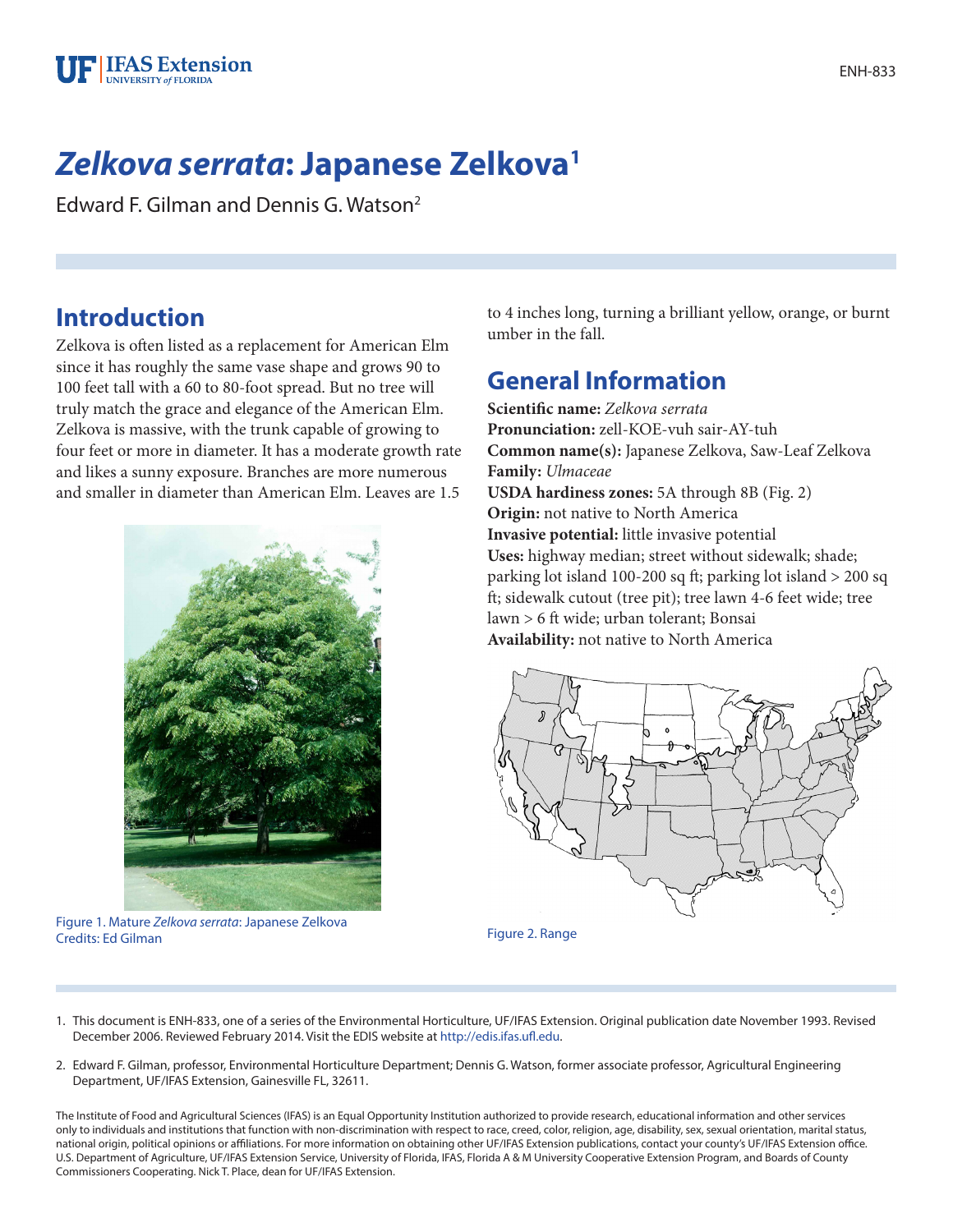# *Zelkova serrata*: Japanese Zelkova[1]

Edward F. Gilman and Dennis G. Watson[2]

## Introduction

Zelkova is often listed as a replacement for American Elm since it has roughly the same vase shape and grows 90 to 100 feet tall with a 60 to 80-foot spread. But no tree will truly match the grace and elegance of the American Elm. Zelkova is massive, with the trunk capable of growing to four feet or more in diameter. It has a moderate growth rate and likes a sunny exposure. Branches are more numerous and smaller in diameter than American Elm. Leaves are 1.5 to 4 inches long, turning a brilliant yellow, orange, or burnt umber in the fall.

Figure 1. Mature *Zelkova serrata*: Japanese Zelkova
Credits: Ed Gilman

## General Information

**Scientific name:** *Zelkova serrata*
**Pronunciation:** zell-KOE-vuh sair-AY-tuh
**Common name(s):** Japanese Zelkova, Saw-Leaf Zelkova
**Family:** *Ulmaceae*
**USDA hardiness zones:** 5A through 8B (Fig. 2)
**Origin:** not native to North America
**Invasive potential:** little invasive potential
**Uses:** highway median; street without sidewalk; shade; parking lot island 100-200 sq ft; parking lot island > 200 sq ft; sidewalk cutout (tree pit); tree lawn 4-6 feet wide; tree lawn > 6 ft wide; urban tolerant; Bonsai
**Availability:** not native to North America

Figure 2. Range

1. This document is ENH-833, one of a series of the Environmental Horticulture, UF/IFAS Extension. Original publication date November 1993. Revised December 2006. Reviewed February 2014. Visit the EDIS website at http://edis.ifas.ufl.edu.

2. Edward F. Gilman, professor, Environmental Horticulture Department; Dennis G. Watson, former associate professor, Agricultural Engineering Department, UF/IFAS Extension, Gainesville FL, 32611.

The Institute of Food and Agricultural Sciences (IFAS) is an Equal Opportunity Institution authorized to provide research, educational information and other services only to individuals and institutions that function with non-discrimination with respect to race, creed, color, religion, age, disability, sex, sexual orientation, marital status, national origin, political opinions or affiliations. For more information on obtaining other UF/IFAS Extension publications, contact your county's UF/IFAS Extension office. U.S. Department of Agriculture, UF/IFAS Extension Service, University of Florida, IFAS, Florida A & M University Cooperative Extension Program, and Boards of County Commissioners Cooperating. Nick T. Place, dean for UF/IFAS Extension.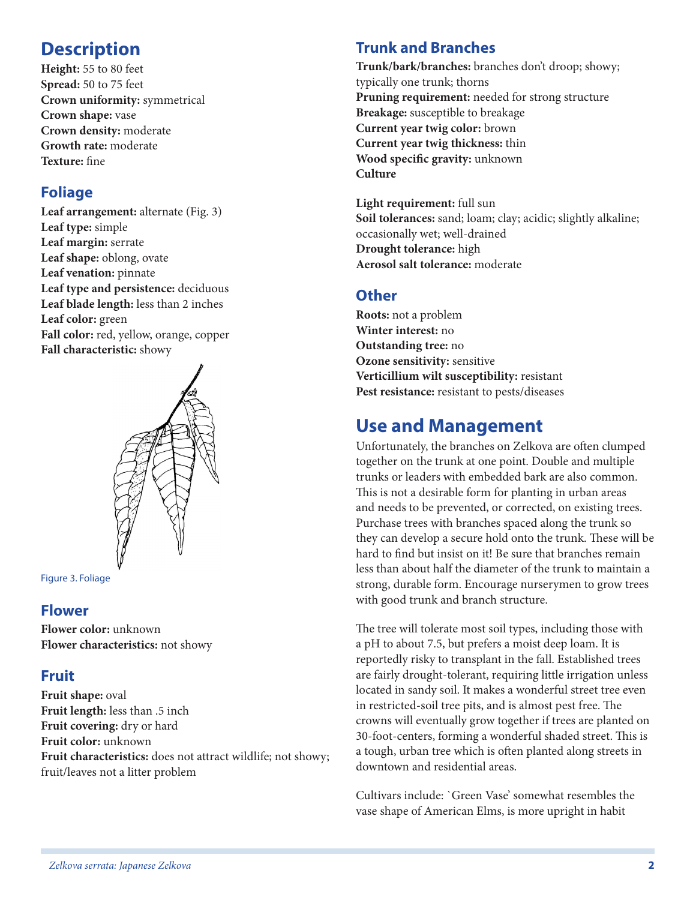## Description

**Height:** 55 to 80 feet
**Spread:** 50 to 75 feet
**Crown uniformity:** symmetrical
**Crown shape:** vase
**Crown density:** moderate
**Growth rate:** moderate
**Texture:** fine

## Foliage

**Leaf arrangement:** alternate (Fig. 3)
**Leaf type:** simple
**Leaf margin:** serrate
**Leaf shape:** oblong, ovate
**Leaf venation:** pinnate
**Leaf type and persistence:** deciduous
**Leaf blade length:** less than 2 inches
**Leaf color:** green
**Fall color:** red, yellow, orange, copper
**Fall characteristic:** showy

Figure 3. Foliage

## Flower

**Flower color:** unknown
**Flower characteristics:** not showy

## Fruit

**Fruit shape:** oval
**Fruit length:** less than .5 inch
**Fruit covering:** dry or hard
**Fruit color:** unknown
**Fruit characteristics:** does not attract wildlife; not showy; fruit/leaves not a litter problem

## Trunk and Branches

**Trunk/bark/branches:** branches don't droop; showy; typically one trunk; thorns
**Pruning requirement:** needed for strong structure
**Breakage:** susceptible to breakage
**Current year twig color:** brown
**Current year twig thickness:** thin
**Wood specific gravity:** unknown
**Culture**

**Light requirement:** full sun
**Soil tolerances:** sand; loam; clay; acidic; slightly alkaline; occasionally wet; well-drained
**Drought tolerance:** high
**Aerosol salt tolerance:** moderate

## Other

**Roots:** not a problem
**Winter interest:** no
**Outstanding tree:** no
**Ozone sensitivity:** sensitive
**Verticillium wilt susceptibility:** resistant
**Pest resistance:** resistant to pests/diseases

# Use and Management

Unfortunately, the branches on Zelkova are often clumped together on the trunk at one point. Double and multiple trunks or leaders with embedded bark are also common. This is not a desirable form for planting in urban areas and needs to be prevented, or corrected, on existing trees. Purchase trees with branches spaced along the trunk so they can develop a secure hold onto the trunk. These will be hard to find but insist on it! Be sure that branches remain less than about half the diameter of the trunk to maintain a strong, durable form. Encourage nurserymen to grow trees with good trunk and branch structure.

The tree will tolerate most soil types, including those with a pH to about 7.5, but prefers a moist deep loam. It is reportedly risky to transplant in the fall. Established trees are fairly drought-tolerant, requiring little irrigation unless located in sandy soil. It makes a wonderful street tree even in restricted-soil tree pits, and is almost pest free. The crowns will eventually grow together if trees are planted on 30-foot-centers, forming a wonderful shaded street. This is a tough, urban tree which is often planted along streets in downtown and residential areas.

Cultivars include: `Green Vase' somewhat resembles the vase shape of American Elms, is more upright in habit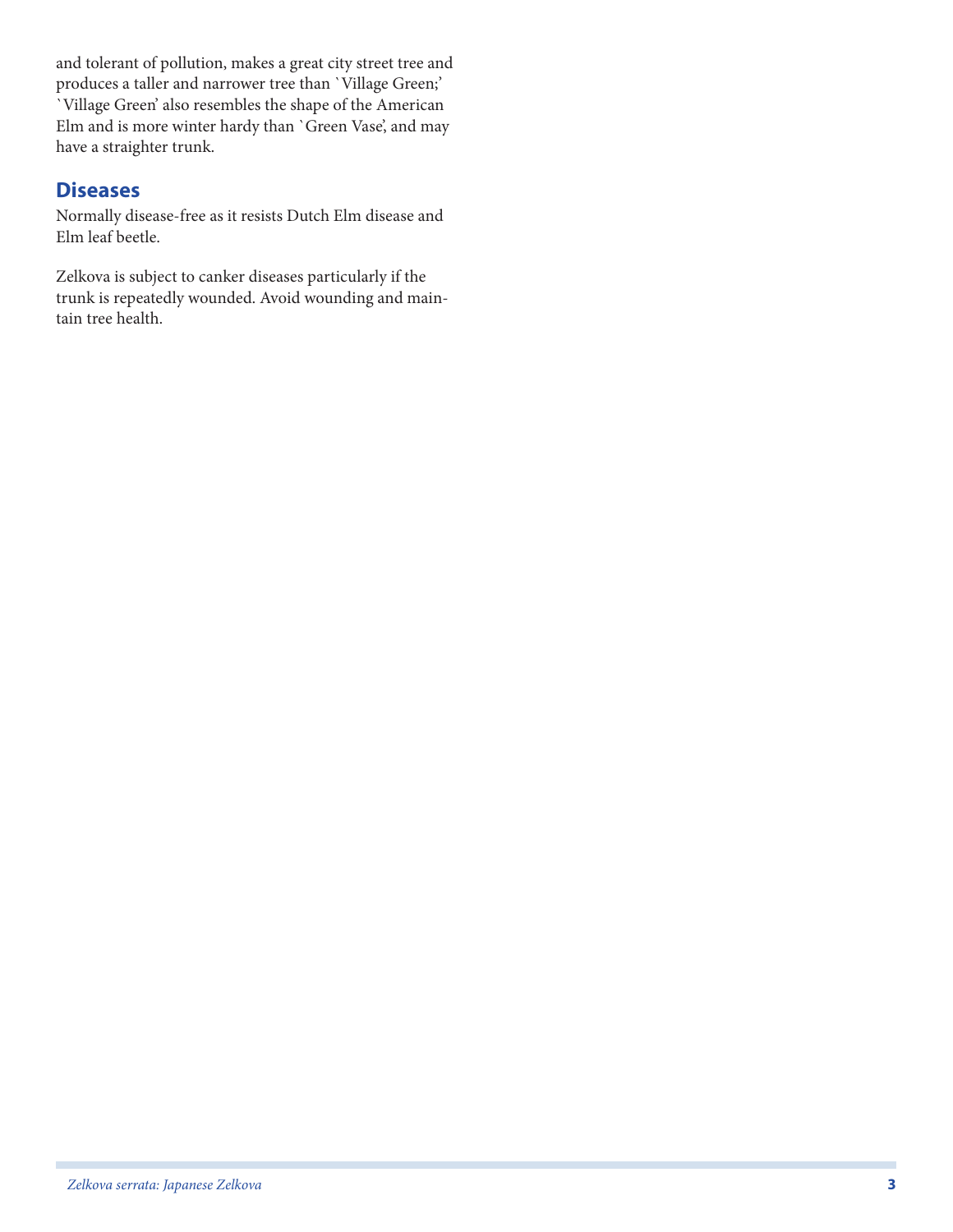and tolerant of pollution, makes a great city street tree and produces a taller and narrower tree than `Village Green;' `Village Green' also resembles the shape of the American Elm and is more winter hardy than `Green Vase', and may have a straighter trunk.

## Diseases

Normally disease-free as it resists Dutch Elm disease and Elm leaf beetle.

Zelkova is subject to canker diseases particularly if the trunk is repeatedly wounded. Avoid wounding and maintain tree health.